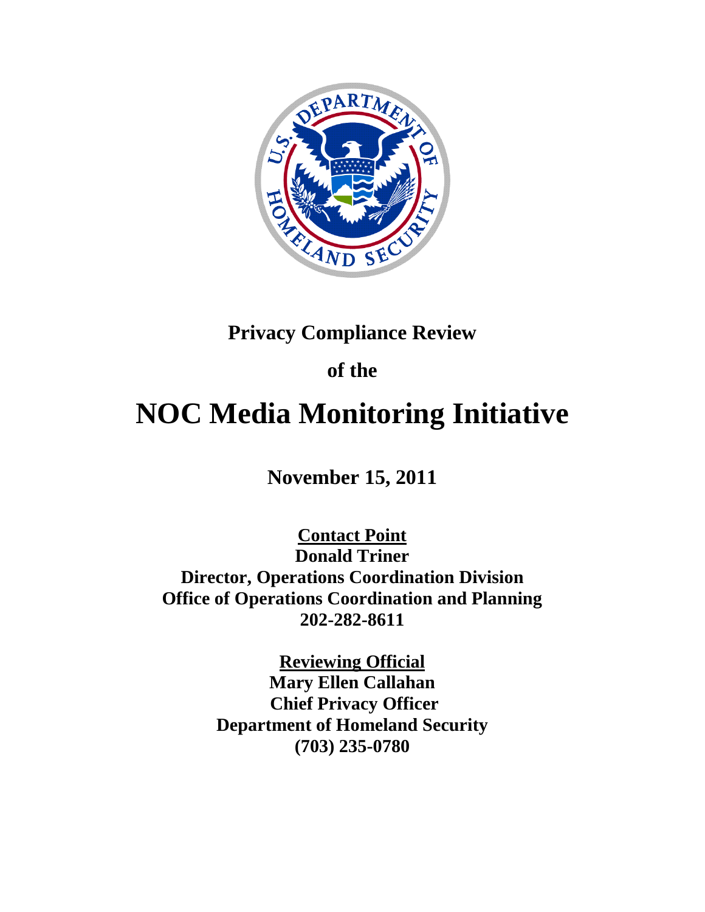**Privacy Compliance Review**

**of the**

# NOC Media Monitoring Initiative

**November 15, 2011**

**<u>Contact Point</u>**
**Donald Triner**
**Director, Operations Coordination Division**
**Office of Operations Coordination and Planning**
**202-282-8611**

**<u>Reviewing Official</u>**
**Mary Ellen Callahan**
**Chief Privacy Officer**
**Department of Homeland Security**
**(703) 235-0780**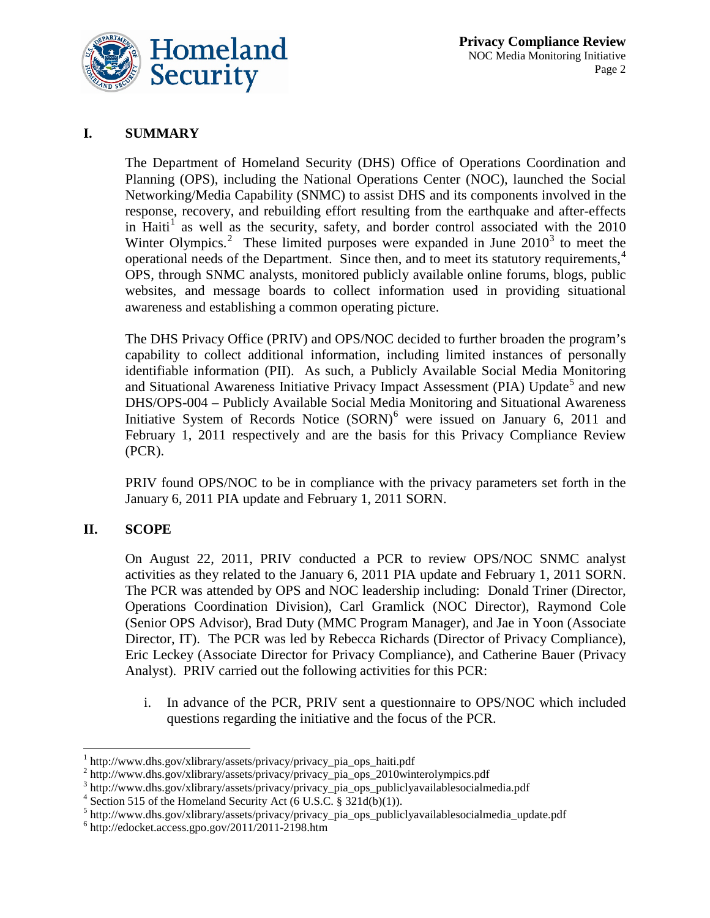## I. SUMMARY

The Department of Homeland Security (DHS) Office of Operations Coordination and Planning (OPS), including the National Operations Center (NOC), launched the Social Networking/Media Capability (SNMC) to assist DHS and its components involved in the response, recovery, and rebuilding effort resulting from the earthquake and after-effects in Haiti[1] as well as the security, safety, and border control associated with the 2010 Winter Olympics.[2] These limited purposes were expanded in June 2010[3] to meet the operational needs of the Department. Since then, and to meet its statutory requirements,[4] OPS, through SNMC analysts, monitored publicly available online forums, blogs, public websites, and message boards to collect information used in providing situational awareness and establishing a common operating picture.

The DHS Privacy Office (PRIV) and OPS/NOC decided to further broaden the program's capability to collect additional information, including limited instances of personally identifiable information (PII). As such, a Publicly Available Social Media Monitoring and Situational Awareness Initiative Privacy Impact Assessment (PIA) Update[5] and new DHS/OPS-004 – Publicly Available Social Media Monitoring and Situational Awareness Initiative System of Records Notice (SORN)[6] were issued on January 6, 2011 and February 1, 2011 respectively and are the basis for this Privacy Compliance Review (PCR).

PRIV found OPS/NOC to be in compliance with the privacy parameters set forth in the January 6, 2011 PIA update and February 1, 2011 SORN.

## II. SCOPE

On August 22, 2011, PRIV conducted a PCR to review OPS/NOC SNMC analyst activities as they related to the January 6, 2011 PIA update and February 1, 2011 SORN. The PCR was attended by OPS and NOC leadership including: Donald Triner (Director, Operations Coordination Division), Carl Gramlick (NOC Director), Raymond Cole (Senior OPS Advisor), Brad Duty (MMC Program Manager), and Jae in Yoon (Associate Director, IT). The PCR was led by Rebecca Richards (Director of Privacy Compliance), Eric Leckey (Associate Director for Privacy Compliance), and Catherine Bauer (Privacy Analyst). PRIV carried out the following activities for this PCR:

i. In advance of the PCR, PRIV sent a questionnaire to OPS/NOC which included questions regarding the initiative and the focus of the PCR.

---

[1] http://www.dhs.gov/xlibrary/assets/privacy/privacy_pia_ops_haiti.pdf
[2] http://www.dhs.gov/xlibrary/assets/privacy/privacy_pia_ops_2010winterolympics.pdf
[3] http://www.dhs.gov/xlibrary/assets/privacy/privacy_pia_ops_publiclyavailablesocialmedia.pdf
[4] Section 515 of the Homeland Security Act (6 U.S.C. § 321d(b)(1)).
[5] http://www.dhs.gov/xlibrary/assets/privacy/privacy_pia_ops_publiclyavailablesocialmedia_update.pdf
[6] http://edocket.access.gpo.gov/2011/2011-2198.htm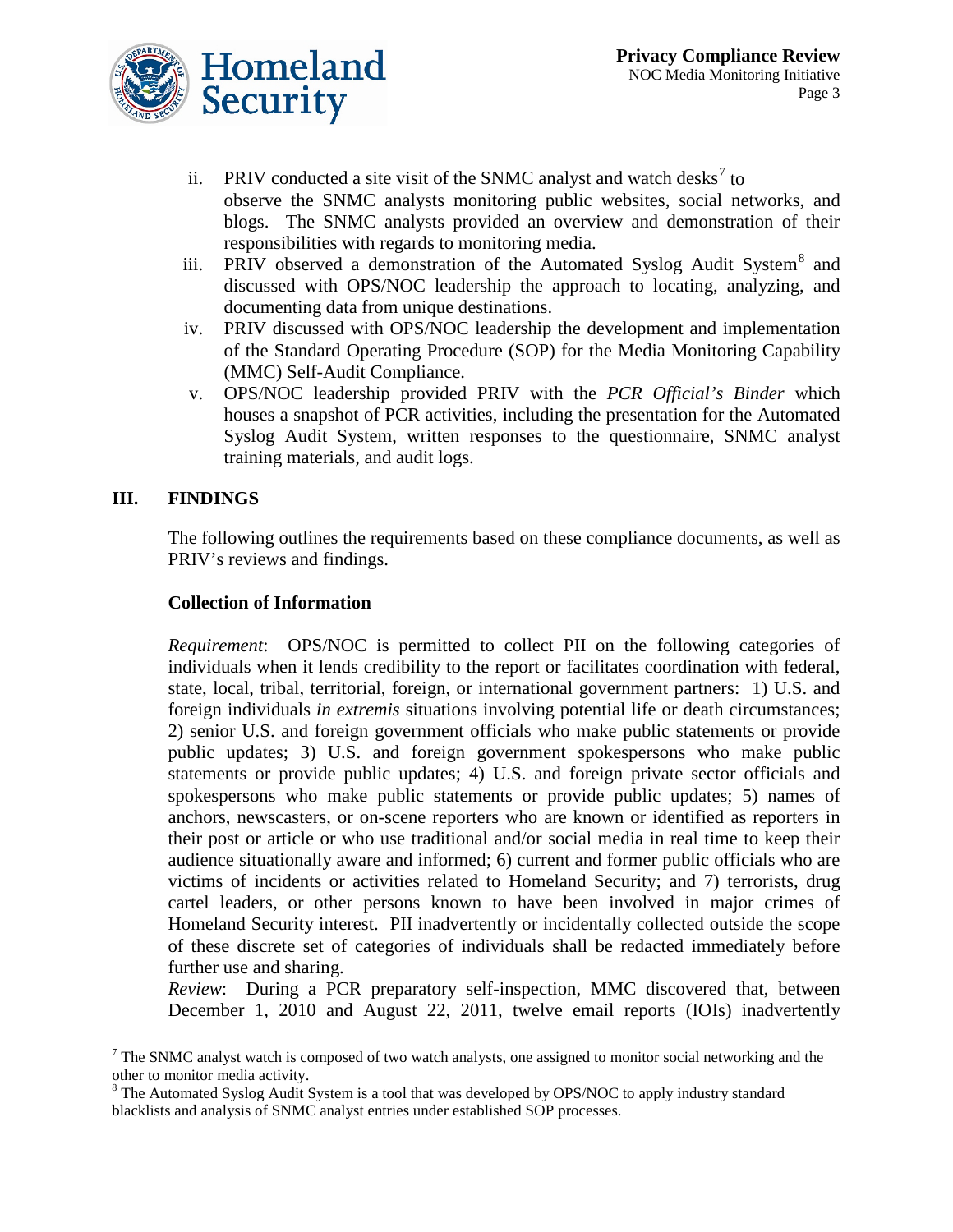ii. PRIV conducted a site visit of the SNMC analyst and watch desks[7] to observe the SNMC analysts monitoring public websites, social networks, and blogs. The SNMC analysts provided an overview and demonstration of their responsibilities with regards to monitoring media.

iii. PRIV observed a demonstration of the Automated Syslog Audit System[8] and discussed with OPS/NOC leadership the approach to locating, analyzing, and documenting data from unique destinations.

iv. PRIV discussed with OPS/NOC leadership the development and implementation of the Standard Operating Procedure (SOP) for the Media Monitoring Capability (MMC) Self-Audit Compliance.

v. OPS/NOC leadership provided PRIV with the *PCR Official's Binder* which houses a snapshot of PCR activities, including the presentation for the Automated Syslog Audit System, written responses to the questionnaire, SNMC analyst training materials, and audit logs.

## III. FINDINGS

The following outlines the requirements based on these compliance documents, as well as PRIV's reviews and findings.

### Collection of Information

*Requirement*: OPS/NOC is permitted to collect PII on the following categories of individuals when it lends credibility to the report or facilitates coordination with federal, state, local, tribal, territorial, foreign, or international government partners: 1) U.S. and foreign individuals *in extremis* situations involving potential life or death circumstances; 2) senior U.S. and foreign government officials who make public statements or provide public updates; 3) U.S. and foreign government spokespersons who make public statements or provide public updates; 4) U.S. and foreign private sector officials and spokespersons who make public statements or provide public updates; 5) names of anchors, newscasters, or on-scene reporters who are known or identified as reporters in their post or article or who use traditional and/or social media in real time to keep their audience situationally aware and informed; 6) current and former public officials who are victims of incidents or activities related to Homeland Security; and 7) terrorists, drug cartel leaders, or other persons known to have been involved in major crimes of Homeland Security interest. PII inadvertently or incidentally collected outside the scope of these discrete set of categories of individuals shall be redacted immediately before further use and sharing.

*Review*: During a PCR preparatory self-inspection, MMC discovered that, between December 1, 2010 and August 22, 2011, twelve email reports (IOIs) inadvertently

---

[7] The SNMC analyst watch is composed of two watch analysts, one assigned to monitor social networking and the other to monitor media activity.

[8] The Automated Syslog Audit System is a tool that was developed by OPS/NOC to apply industry standard blacklists and analysis of SNMC analyst entries under established SOP processes.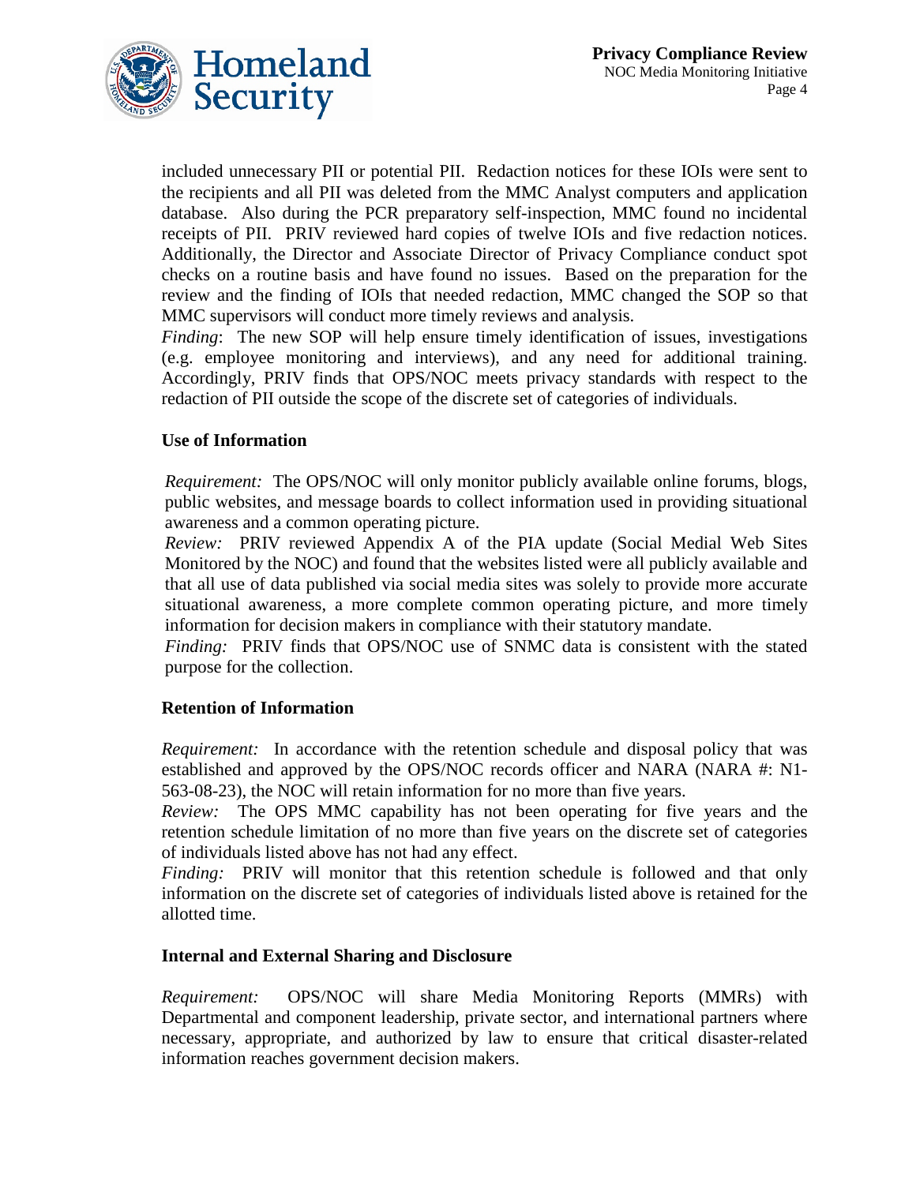included unnecessary PII or potential PII. Redaction notices for these IOIs were sent to the recipients and all PII was deleted from the MMC Analyst computers and application database. Also during the PCR preparatory self-inspection, MMC found no incidental receipts of PII. PRIV reviewed hard copies of twelve IOIs and five redaction notices. Additionally, the Director and Associate Director of Privacy Compliance conduct spot checks on a routine basis and have found no issues. Based on the preparation for the review and the finding of IOIs that needed redaction, MMC changed the SOP so that MMC supervisors will conduct more timely reviews and analysis.

*Finding*: The new SOP will help ensure timely identification of issues, investigations (e.g. employee monitoring and interviews), and any need for additional training. Accordingly, PRIV finds that OPS/NOC meets privacy standards with respect to the redaction of PII outside the scope of the discrete set of categories of individuals.

**Use of Information**

*Requirement:* The OPS/NOC will only monitor publicly available online forums, blogs, public websites, and message boards to collect information used in providing situational awareness and a common operating picture.

*Review:* PRIV reviewed Appendix A of the PIA update (Social Medial Web Sites Monitored by the NOC) and found that the websites listed were all publicly available and that all use of data published via social media sites was solely to provide more accurate situational awareness, a more complete common operating picture, and more timely information for decision makers in compliance with their statutory mandate.

*Finding:* PRIV finds that OPS/NOC use of SNMC data is consistent with the stated purpose for the collection.

**Retention of Information**

*Requirement:* In accordance with the retention schedule and disposal policy that was established and approved by the OPS/NOC records officer and NARA (NARA #: N1-563-08-23), the NOC will retain information for no more than five years.

*Review:* The OPS MMC capability has not been operating for five years and the retention schedule limitation of no more than five years on the discrete set of categories of individuals listed above has not had any effect.

*Finding:* PRIV will monitor that this retention schedule is followed and that only information on the discrete set of categories of individuals listed above is retained for the allotted time.

**Internal and External Sharing and Disclosure**

*Requirement:* OPS/NOC will share Media Monitoring Reports (MMRs) with Departmental and component leadership, private sector, and international partners where necessary, appropriate, and authorized by law to ensure that critical disaster-related information reaches government decision makers.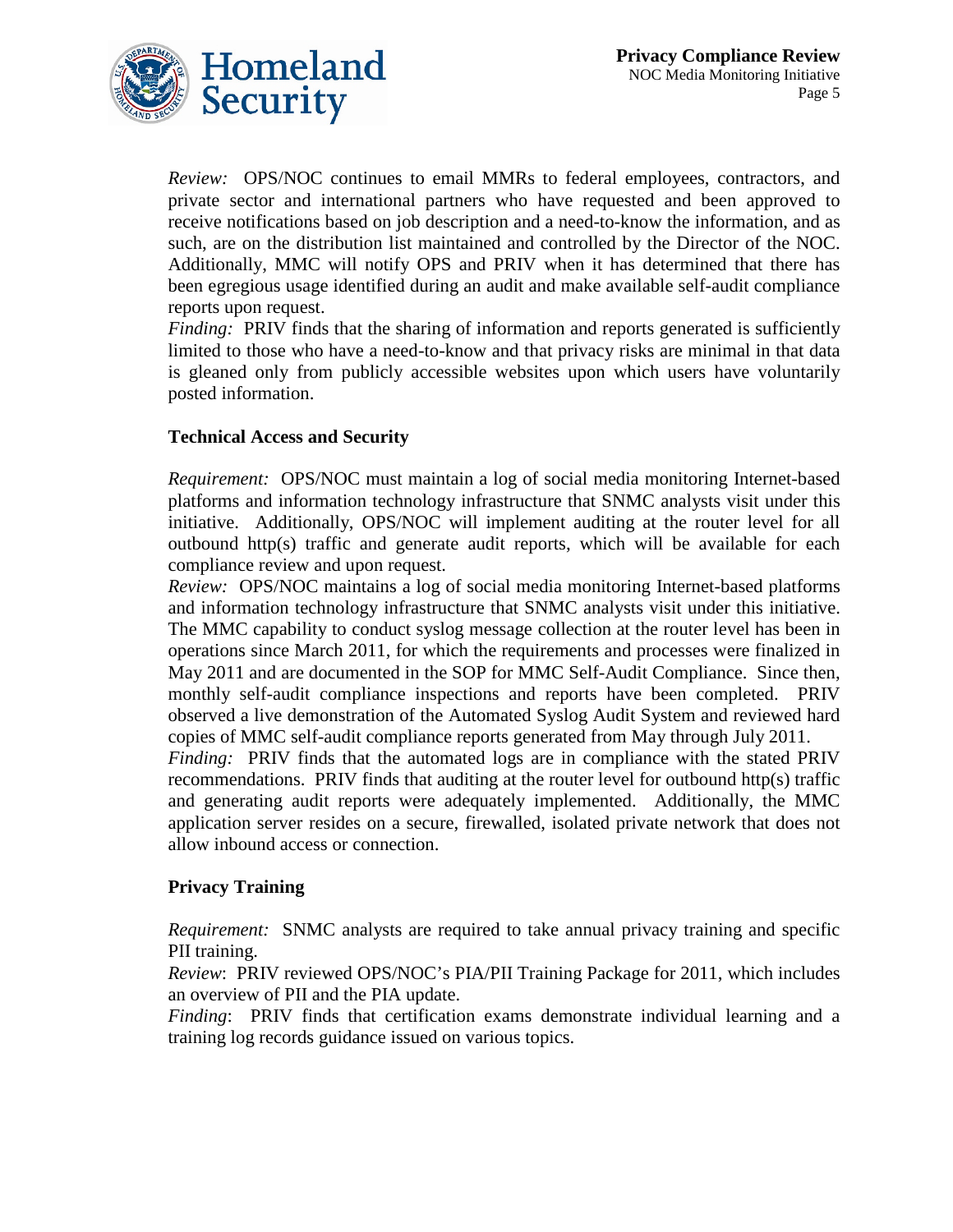*Review:* OPS/NOC continues to email MMRs to federal employees, contractors, and private sector and international partners who have requested and been approved to receive notifications based on job description and a need-to-know the information, and as such, are on the distribution list maintained and controlled by the Director of the NOC. Additionally, MMC will notify OPS and PRIV when it has determined that there has been egregious usage identified during an audit and make available self-audit compliance reports upon request.

*Finding:* PRIV finds that the sharing of information and reports generated is sufficiently limited to those who have a need-to-know and that privacy risks are minimal in that data is gleaned only from publicly accessible websites upon which users have voluntarily posted information.

**Technical Access and Security**

*Requirement:* OPS/NOC must maintain a log of social media monitoring Internet-based platforms and information technology infrastructure that SNMC analysts visit under this initiative. Additionally, OPS/NOC will implement auditing at the router level for all outbound http(s) traffic and generate audit reports, which will be available for each compliance review and upon request.

*Review:* OPS/NOC maintains a log of social media monitoring Internet-based platforms and information technology infrastructure that SNMC analysts visit under this initiative. The MMC capability to conduct syslog message collection at the router level has been in operations since March 2011, for which the requirements and processes were finalized in May 2011 and are documented in the SOP for MMC Self-Audit Compliance. Since then, monthly self-audit compliance inspections and reports have been completed. PRIV observed a live demonstration of the Automated Syslog Audit System and reviewed hard copies of MMC self-audit compliance reports generated from May through July 2011.

*Finding:* PRIV finds that the automated logs are in compliance with the stated PRIV recommendations. PRIV finds that auditing at the router level for outbound http(s) traffic and generating audit reports were adequately implemented. Additionally, the MMC application server resides on a secure, firewalled, isolated private network that does not allow inbound access or connection.

**Privacy Training**

*Requirement:* SNMC analysts are required to take annual privacy training and specific PII training.

*Review*: PRIV reviewed OPS/NOC's PIA/PII Training Package for 2011, which includes an overview of PII and the PIA update.

*Finding*: PRIV finds that certification exams demonstrate individual learning and a training log records guidance issued on various topics.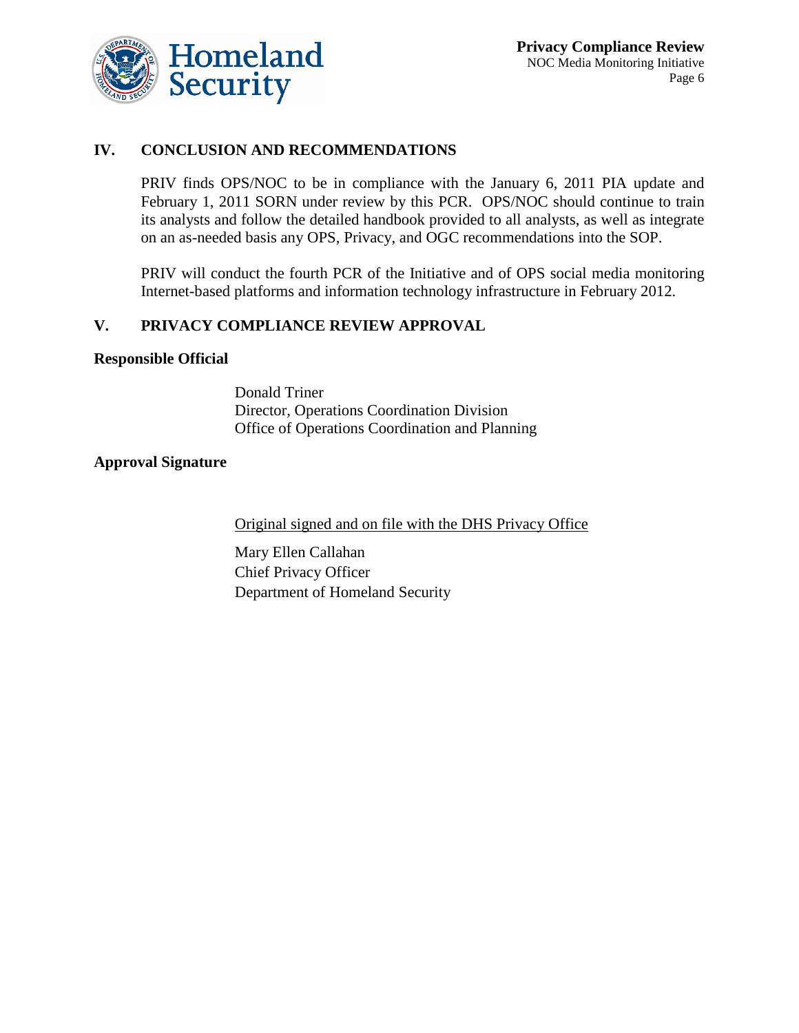## IV. CONCLUSION AND RECOMMENDATIONS

PRIV finds OPS/NOC to be in compliance with the January 6, 2011 PIA update and February 1, 2011 SORN under review by this PCR. OPS/NOC should continue to train its analysts and follow the detailed handbook provided to all analysts, as well as integrate on an as-needed basis any OPS, Privacy, and OGC recommendations into the SOP.

PRIV will conduct the fourth PCR of the Initiative and of OPS social media monitoring Internet-based platforms and information technology infrastructure in February 2012.

## V. PRIVACY COMPLIANCE REVIEW APPROVAL

**Responsible Official**

Donald Triner
Director, Operations Coordination Division
Office of Operations Coordination and Planning

**Approval Signature**

Original signed and on file with the DHS Privacy Office

Mary Ellen Callahan
Chief Privacy Officer
Department of Homeland Security